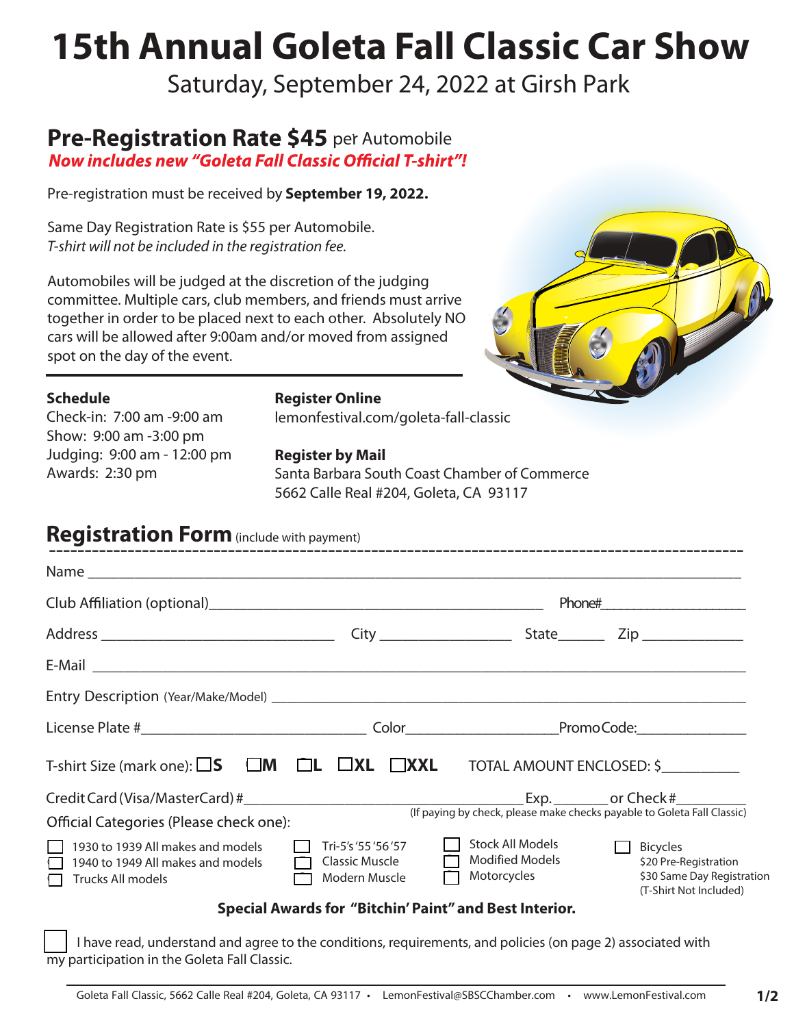# 15th Annual Goleta Fall Classic Car Show

Saturday, September 24, 2022 at Girsh Park

## Pre-Registration Rate $45 per Automobile

***Now includes new "Goleta Fall Classic Official T-shirt"!***

Pre-registration must be received by **September 19, 2022.**

Same Day Registration Rate is $55 per Automobile.
*T-shirt will not be included in the registration fee.*

Automobiles will be judged at the discretion of the judging committee. Multiple cars, club members, and friends must arrive together in order to be placed next to each other. Absolutely NO cars will be allowed after 9:00am and/or moved from assigned spot on the day of the event.

**Schedule**
Check-in: 7:00 am -9:00 am
Show: 9:00 am -3:00 pm
Judging: 9:00 am - 12:00 pm
Awards: 2:30 pm

**Register Online**
lemonfestival.com/goleta-fall-classic

**Register by Mail**
Santa Barbara South Coast Chamber of Commerce
5662 Calle Real #204, Goleta, CA 93117

## Registration Form (include with payment)

Name ______________________________

Club Affiliation (optional)______________________ Phone#__________

Address ______________ City __________ State______ Zip __________

E-Mail ______________________________

Entry Description (Year/Make/Model) ______________________________

License Plate #______________ Color__________ Promo Code:__________

T-shirt Size (mark one): ☐**S** ☐**M** ☐**L** ☐**XL** ☐**XXL** TOTAL AMOUNT ENCLOSED: $__________

Credit Card (Visa/MasterCard) #____________________ Exp.________ or Check #__________
(If paying by check, please make checks payable to Goleta Fall Classic)

Official Categories (Please check one):

- ☐ 1930 to 1939 All makes and models
- ☐ 1940 to 1949 All makes and models
- ☐ Trucks All models
- ☐ Tri-5's '55 '56 '57
- ☐ Classic Muscle
- ☐ Modern Muscle
- ☐ Stock All Models
- ☐ Modified Models
- ☐ Motorcycles
- ☐ Bicycles
  $20 Pre-Registration
  $30 Same Day Registration
  (T-Shirt Not Included)

**Special Awards for "Bitchin' Paint" and Best Interior.**

☐ I have read, understand and agree to the conditions, requirements, and policies (on page 2) associated with my participation in the Goleta Fall Classic.

Goleta Fall Classic, 5662 Calle Real #204, Goleta, CA 93117 • LemonFestival@SBSCChamber.com • www.LemonFestival.com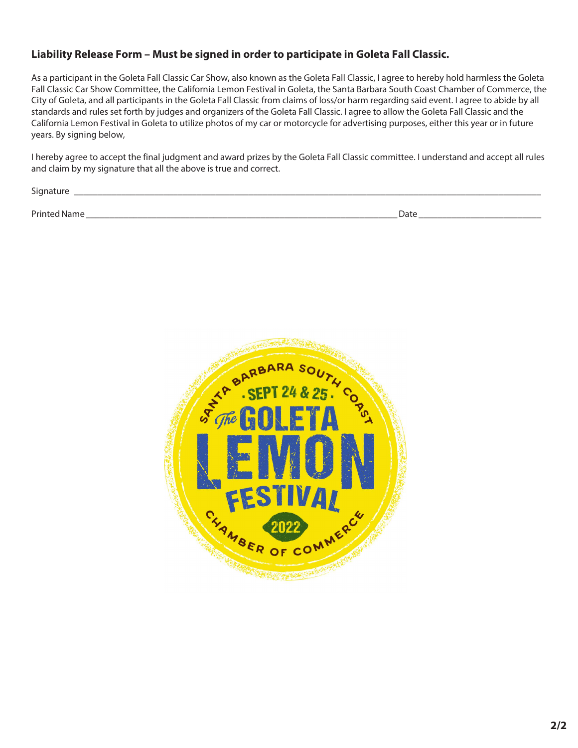**Liability Release Form – Must be signed in order to participate in Goleta Fall Classic.**

As a participant in the Goleta Fall Classic Car Show, also known as the Goleta Fall Classic, I agree to hereby hold harmless the Goleta Fall Classic Car Show Committee, the California Lemon Festival in Goleta, the Santa Barbara South Coast Chamber of Commerce, the City of Goleta, and all participants in the Goleta Fall Classic from claims of loss/or harm regarding said event. I agree to abide by all standards and rules set forth by judges and organizers of the Goleta Fall Classic. I agree to allow the Goleta Fall Classic and the California Lemon Festival in Goleta to utilize photos of my car or motorcycle for advertising purposes, either this year or in future years. By signing below,

I hereby agree to accept the final judgment and award prizes by the Goleta Fall Classic committee. I understand and accept all rules and claim by my signature that all the above is true and correct.

Signature ___________________________________________________________________________

Printed Name ____________________________________________________ Date ____________________